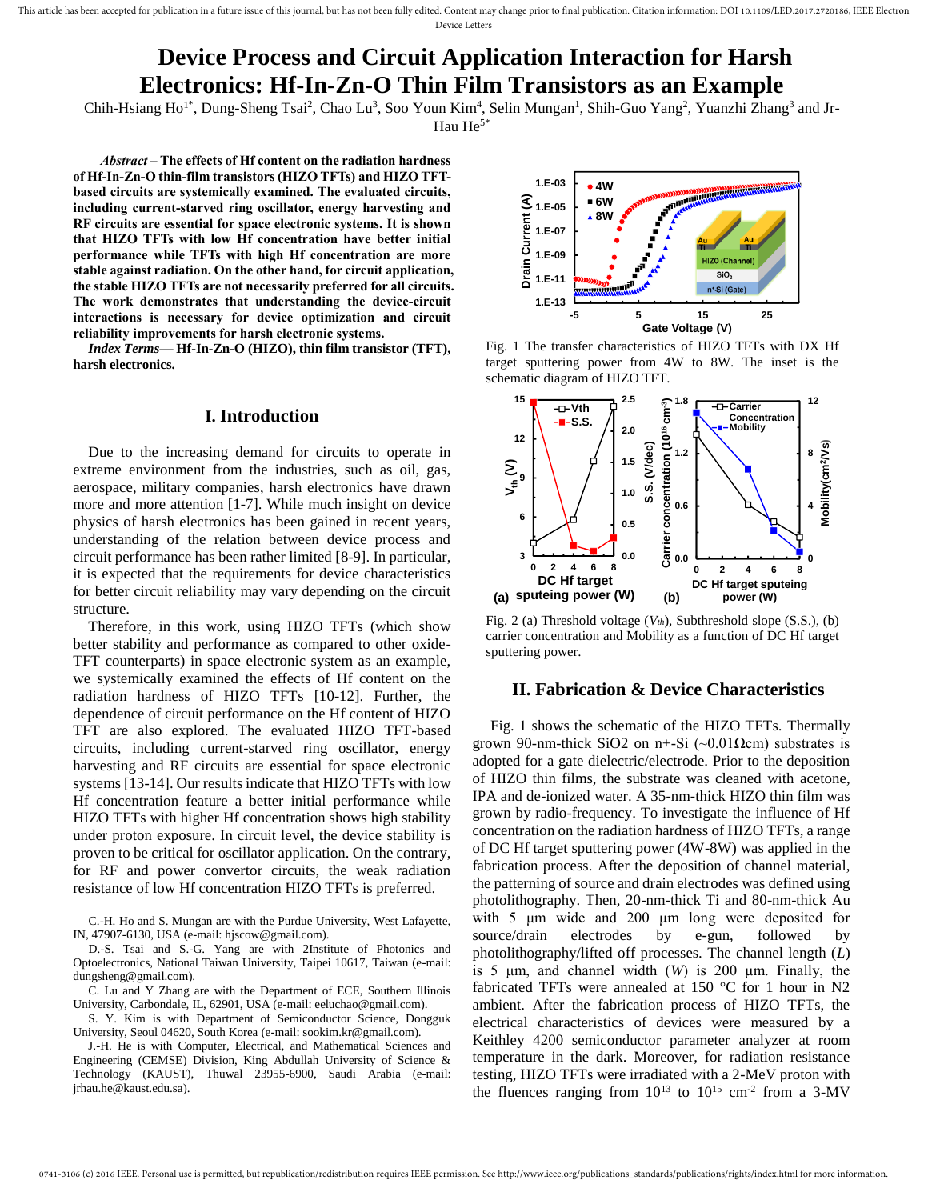# Device Process and Circuit Application Interaction for Harsh Electronics: Hf-In-Zn-O Thin Film Transistors as an Example

Chih-Hsiang Ho[1*], Dung-Sheng Tsai[2], Chao Lu[3], Soo Youn Kim[4], Selin Mungan[1], Shih-Guo Yang[2], Yuanzhi Zhang[3] and Jr-Hau He[5*]

***Abstract* – The effects of Hf content on the radiation hardness of Hf-In-Zn-O thin-film transistors (HIZO TFTs) and HIZO TFT-based circuits are systemically examined. The evaluated circuits, including current-starved ring oscillator, energy harvesting and RF circuits are essential for space electronic systems. It is shown that HIZO TFTs with low Hf concentration have better initial performance while TFTs with high Hf concentration are more stable against radiation. On the other hand, for circuit application, the stable HIZO TFTs are not necessarily preferred for all circuits. The work demonstrates that understanding the device-circuit interactions is necessary for device optimization and circuit reliability improvements for harsh electronic systems.**

***Index Terms*— Hf-In-Zn-O (HIZO), thin film transistor (TFT), harsh electronics.**

## I. Introduction

Due to the increasing demand for circuits to operate in extreme environment from the industries, such as oil, gas, aerospace, military companies, harsh electronics have drawn more and more attention [1-7]. While much insight on device physics of harsh electronics has been gained in recent years, understanding of the relation between device process and circuit performance has been rather limited [8-9]. In particular, it is expected that the requirements for device characteristics for better circuit reliability may vary depending on the circuit structure.

Therefore, in this work, using HIZO TFTs (which show better stability and performance as compared to other oxide-TFT counterparts) in space electronic system as an example, we systemically examined the effects of Hf content on the radiation hardness of HIZO TFTs [10-12]. Further, the dependence of circuit performance on the Hf content of HIZO TFT are also explored. The evaluated HIZO TFT-based circuits, including current-starved ring oscillator, energy harvesting and RF circuits are essential for space electronic systems [13-14]. Our results indicate that HIZO TFTs with low Hf concentration feature a better initial performance while HIZO TFTs with higher Hf concentration shows high stability under proton exposure. In circuit level, the device stability is proven to be critical for oscillator application. On the contrary, for RF and power convertor circuits, the weak radiation resistance of low Hf concentration HIZO TFTs is preferred.

C.-H. Ho and S. Mungan are with the Purdue University, West Lafayette, IN, 47907-6130, USA (e-mail: hjscow@gmail.com).

D.-S. Tsai and S.-G. Yang are with 2Institute of Photonics and Optoelectronics, National Taiwan University, Taipei 10617, Taiwan (e-mail: dungsheng@gmail.com).

C. Lu and Y Zhang are with the Department of ECE, Southern Illinois University, Carbondale, IL, 62901, USA (e-mail: eeluchao@gmail.com).

S. Y. Kim is with Department of Semiconductor Science, Dongguk University, Seoul 04620, South Korea (e-mail: sookim.kr@gmail.com).

J.-H. He is with Computer, Electrical, and Mathematical Sciences and Engineering (CEMSE) Division, King Abdullah University of Science & Technology (KAUST), Thuwal 23955-6900, Saudi Arabia (e-mail: jrhau.he@kaust.edu.sa).

Fig. 1 The transfer characteristics of HIZO TFTs with DX Hf target sputtering power from 4W to 8W. The inset is the schematic diagram of HIZO TFT.

Fig. 2 (a) Threshold voltage ($V_{th}$), Subthreshold slope (S.S.), (b) carrier concentration and Mobility as a function of DC Hf target sputtering power.

## II. Fabrication & Device Characteristics

Fig. 1 shows the schematic of the HIZO TFTs. Thermally grown 90-nm-thick SiO2 on n+-Si (~0.01Ωcm) substrates is adopted for a gate dielectric/electrode. Prior to the deposition of HIZO thin films, the substrate was cleaned with acetone, IPA and de-ionized water. A 35-nm-thick HIZO thin film was grown by radio-frequency. To investigate the influence of Hf concentration on the radiation hardness of HIZO TFTs, a range of DC Hf target sputtering power (4W-8W) was applied in the fabrication process. After the deposition of channel material, the patterning of source and drain electrodes was defined using photolithography. Then, 20-nm-thick Ti and 80-nm-thick Au with 5 μm wide and 200 μm long were deposited for source/drain electrodes by e-gun, followed by photolithography/lifted off processes. The channel length ($L$) is 5 μm, and channel width ($W$) is 200 μm. Finally, the fabricated TFTs were annealed at 150 °C for 1 hour in N2 ambient. After the fabrication process of HIZO TFTs, the electrical characteristics of devices were measured by a Keithley 4200 semiconductor parameter analyzer at room temperature in the dark. Moreover, for radiation resistance testing, HIZO TFTs were irradiated with a 2-MeV proton with the fluences ranging from $10^{13}$ to $10^{15}$ cm$^{-2}$ from a 3-MV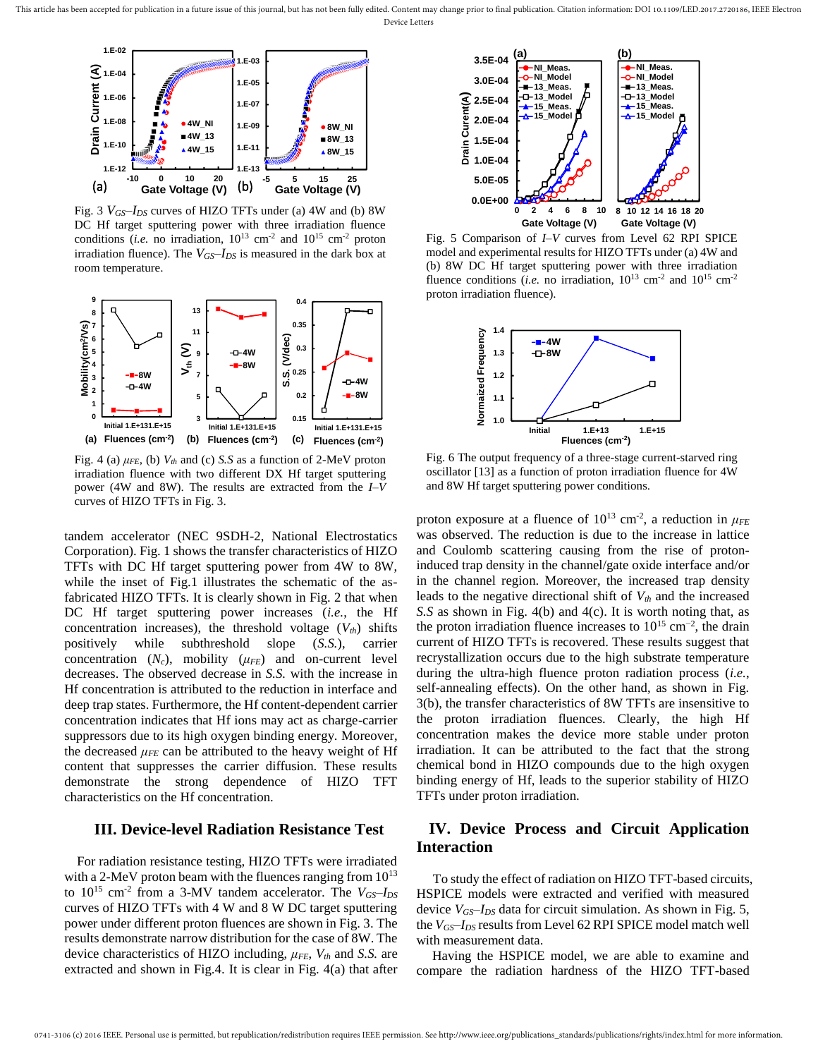Fig. 3 $V_{GS}$–$I_{DS}$ curves of HIZO TFTs under (a) 4W and (b) 8W DC Hf target sputtering power with three irradiation fluence conditions (*i.e.* no irradiation, $10^{13}$ cm$^{-2}$ and $10^{15}$ cm$^{-2}$ proton irradiation fluence). The $V_{GS}$–$I_{DS}$ is measured in the dark box at room temperature.

Fig. 4 (a) $\mu_{FE}$, (b) $V_{th}$ and (c) *S.S* as a function of 2-MeV proton irradiation fluence with two different DX Hf target sputtering power (4W and 8W). The results are extracted from the *I*–*V* curves of HIZO TFTs in Fig. 3.

tandem accelerator (NEC 9SDH-2, National Electrostatics Corporation). Fig. 1 shows the transfer characteristics of HIZO TFTs with DC Hf target sputtering power from 4W to 8W, while the inset of Fig.1 illustrates the schematic of the as-fabricated HIZO TFTs. It is clearly shown in Fig. 2 that when DC Hf target sputtering power increases (*i.e.*, the Hf concentration increases), the threshold voltage ($V_{th}$) shifts positively while subthreshold slope (*S.S.*), carrier concentration ($N_c$), mobility ($\mu_{FE}$) and on-current level decreases. The observed decrease in *S.S.* with the increase in Hf concentration is attributed to the reduction in interface and deep trap states. Furthermore, the Hf content-dependent carrier concentration indicates that Hf ions may act as charge-carrier suppressors due to its high oxygen binding energy. Moreover, the decreased $\mu_{FE}$ can be attributed to the heavy weight of Hf content that suppresses the carrier diffusion. These results demonstrate the strong dependence of HIZO TFT characteristics on the Hf concentration.

## III. Device-level Radiation Resistance Test

For radiation resistance testing, HIZO TFTs were irradiated with a 2-MeV proton beam with the fluences ranging from $10^{13}$ to $10^{15}$ cm$^{-2}$ from a 3-MV tandem accelerator. The $V_{GS}$–$I_{DS}$ curves of HIZO TFTs with 4 W and 8 W DC target sputtering power under different proton fluences are shown in Fig. 3. The results demonstrate narrow distribution for the case of 8W. The device characteristics of HIZO including, $\mu_{FE}$, $V_{th}$ and *S.S.* are extracted and shown in Fig.4. It is clear in Fig. 4(a) that after proton exposure at a fluence of $10^{13}$ cm$^{-2}$, a reduction in $\mu_{FE}$ was observed. The reduction is due to the increase in lattice and Coulomb scattering causing from the rise of proton-induced trap density in the channel/gate oxide interface and/or in the channel region. Moreover, the increased trap density leads to the negative directional shift of $V_{th}$ and the increased *S.S* as shown in Fig. 4(b) and 4(c). It is worth noting that, as the proton irradiation fluence increases to $10^{15}$ cm$^{-2}$, the drain current of HIZO TFTs is recovered. These results suggest that recrystallization occurs due to the high substrate temperature during the ultra-high fluence proton radiation process (*i.e.*, self-annealing effects). On the other hand, as shown in Fig. 3(b), the transfer characteristics of 8W TFTs are insensitive to the proton irradiation fluences. Clearly, the high Hf concentration makes the device more stable under proton irradiation. It can be attributed to the fact that the strong chemical bond in HIZO compounds due to the high oxygen binding energy of Hf, leads to the superior stability of HIZO TFTs under proton irradiation.

Fig. 5 Comparison of *I*–*V* curves from Level 62 RPI SPICE model and experimental results for HIZO TFTs under (a) 4W and (b) 8W DC Hf target sputtering power with three irradiation fluence conditions (*i.e.* no irradiation, $10^{13}$ cm$^{-2}$ and $10^{15}$ cm$^{-2}$ proton irradiation fluence).

Fig. 6 The output frequency of a three-stage current-starved ring oscillator [13] as a function of proton irradiation fluence for 4W and 8W Hf target sputtering power conditions.

## IV. Device Process and Circuit Application Interaction

To study the effect of radiation on HIZO TFT-based circuits, HSPICE models were extracted and verified with measured device $V_{GS}$–$I_{DS}$ data for circuit simulation. As shown in Fig. 5, the $V_{GS}$–$I_{DS}$ results from Level 62 RPI SPICE model match well with measurement data.

Having the HSPICE model, we are able to examine and compare the radiation hardness of the HIZO TFT-based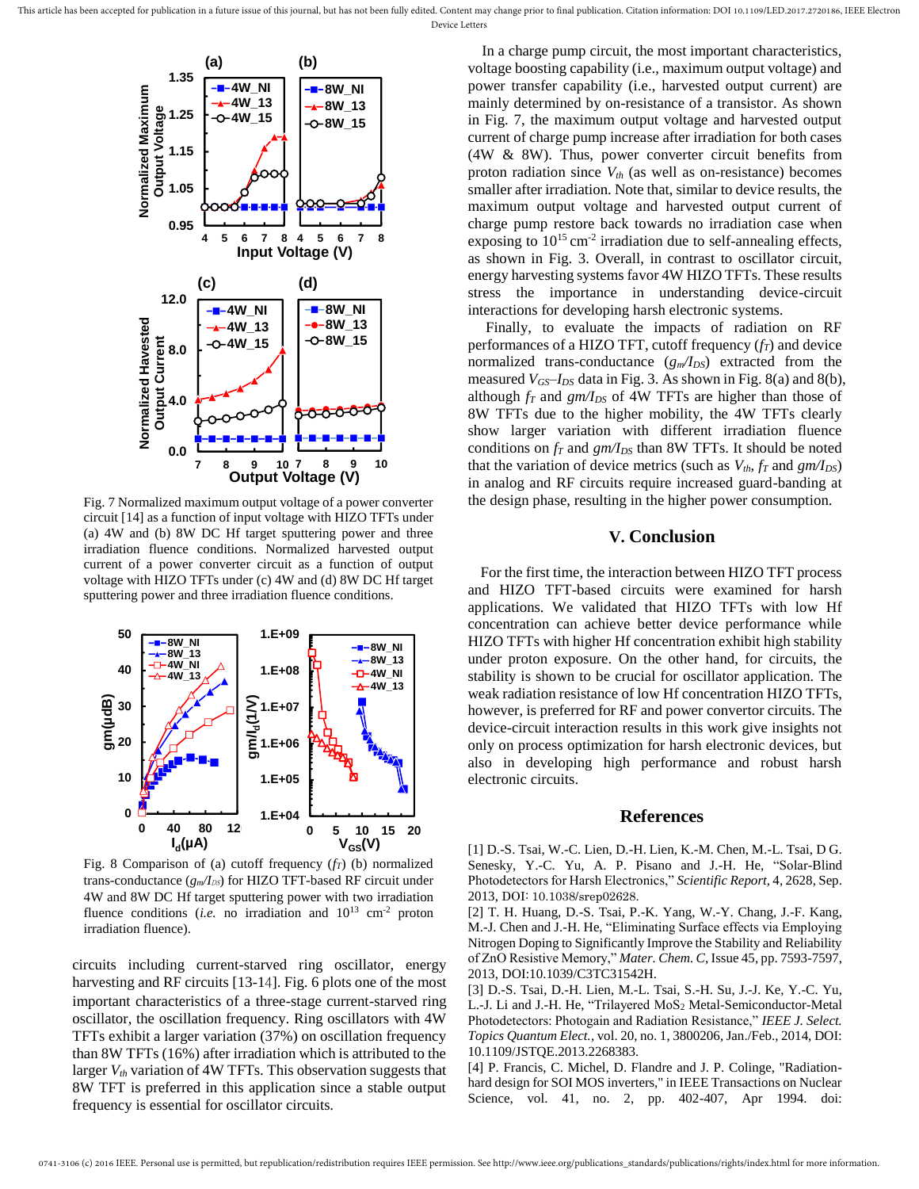Fig. 7 Normalized maximum output voltage of a power converter circuit [14] as a function of input voltage with HIZO TFTs under (a) 4W and (b) 8W DC Hf target sputtering power and three irradiation fluence conditions. Normalized harvested output current of a power converter circuit as a function of output voltage with HIZO TFTs under (c) 4W and (d) 8W DC Hf target sputtering power and three irradiation fluence conditions.

Fig. 8 Comparison of (a) cutoff frequency ($f_T$) (b) normalized trans-conductance ($g_m/I_{DS}$) for HIZO TFT-based RF circuit under 4W and 8W DC Hf target sputtering power with two irradiation fluence conditions (*i.e.* no irradiation and $10^{13}$ cm$^{-2}$ proton irradiation fluence).

circuits including current-starved ring oscillator, energy harvesting and RF circuits [13-14]. Fig. 6 plots one of the most important characteristics of a three-stage current-starved ring oscillator, the oscillation frequency. Ring oscillators with 4W TFTs exhibit a larger variation (37%) on oscillation frequency than 8W TFTs (16%) after irradiation which is attributed to the larger $V_{th}$ variation of 4W TFTs. This observation suggests that 8W TFT is preferred in this application since a stable output frequency is essential for oscillator circuits.

In a charge pump circuit, the most important characteristics, voltage boosting capability (i.e., maximum output voltage) and power transfer capability (i.e., harvested output current) are mainly determined by on-resistance of a transistor. As shown in Fig. 7, the maximum output voltage and harvested output current of charge pump increase after irradiation for both cases (4W & 8W). Thus, power converter circuit benefits from proton radiation since $V_{th}$ (as well as on-resistance) becomes smaller after irradiation. Note that, similar to device results, the maximum output voltage and harvested output current of charge pump restore back towards no irradiation case when exposing to $10^{15}$ cm$^{-2}$ irradiation due to self-annealing effects, as shown in Fig. 3. Overall, in contrast to oscillator circuit, energy harvesting systems favor 4W HIZO TFTs. These results stress the importance in understanding device-circuit interactions for developing harsh electronic systems.

Finally, to evaluate the impacts of radiation on RF performances of a HIZO TFT, cutoff frequency ($f_T$) and device normalized trans-conductance ($g_m/I_{DS}$) extracted from the measured $V_{GS}$–$I_{DS}$ data in Fig. 3. As shown in Fig. 8(a) and 8(b), although $f_T$ and $gm/I_{DS}$ of 4W TFTs are higher than those of 8W TFTs due to the higher mobility, the 4W TFTs clearly show larger variation with different irradiation fluence conditions on $f_T$ and $gm/I_{DS}$ than 8W TFTs. It should be noted that the variation of device metrics (such as $V_{th}$, $f_T$ and $gm/I_{DS}$) in analog and RF circuits require increased guard-banding at the design phase, resulting in the higher power consumption.

## V. Conclusion

For the first time, the interaction between HIZO TFT process and HIZO TFT-based circuits were examined for harsh applications. We validated that HIZO TFTs with low Hf concentration can achieve better device performance while HIZO TFTs with higher Hf concentration exhibit high stability under proton exposure. On the other hand, for circuits, the stability is shown to be crucial for oscillator application. The weak radiation resistance of low Hf concentration HIZO TFTs, however, is preferred for RF and power convertor circuits. The device-circuit interaction results in this work give insights not only on process optimization for harsh electronic devices, but also in developing high performance and robust harsh electronic circuits.

## References

[1] D.-S. Tsai, W.-C. Lien, D.-H. Lien, K.-M. Chen, M.-L. Tsai, D G. Senesky, Y.-C. Yu, A. P. Pisano and J.-H. He, "Solar-Blind Photodetectors for Harsh Electronics," *Scientific Report*, 4, 2628, Sep. 2013, DOI: 10.1038/srep02628.

[2] T. H. Huang, D.-S. Tsai, P.-K. Yang, W.-Y. Chang, J.-F. Kang, M.-J. Chen and J.-H. He, "Eliminating Surface effects via Employing Nitrogen Doping to Significantly Improve the Stability and Reliability of ZnO Resistive Memory," *Mater. Chem. C*, Issue 45, pp. 7593-7597, 2013, DOI:10.1039/C3TC31542H.

[3] D.-S. Tsai, D.-H. Lien, M.-L. Tsai, S.-H. Su, J.-J. Ke, Y.-C. Yu, L.-J. Li and J.-H. He, "Trilayered $MoS_2$ Metal-Semiconductor-Metal Photodetectors: Photogain and Radiation Resistance," *IEEE J. Select. Topics Quantum Elect.*, vol. 20, no. 1, 3800206, Jan./Feb., 2014, DOI: 10.1109/JSTQE.2013.2268383.

[4] P. Francis, C. Michel, D. Flandre and J. P. Colinge, "Radiation-hard design for SOI MOS inverters," in IEEE Transactions on Nuclear Science, vol. 41, no. 2, pp. 402-407, Apr 1994. doi: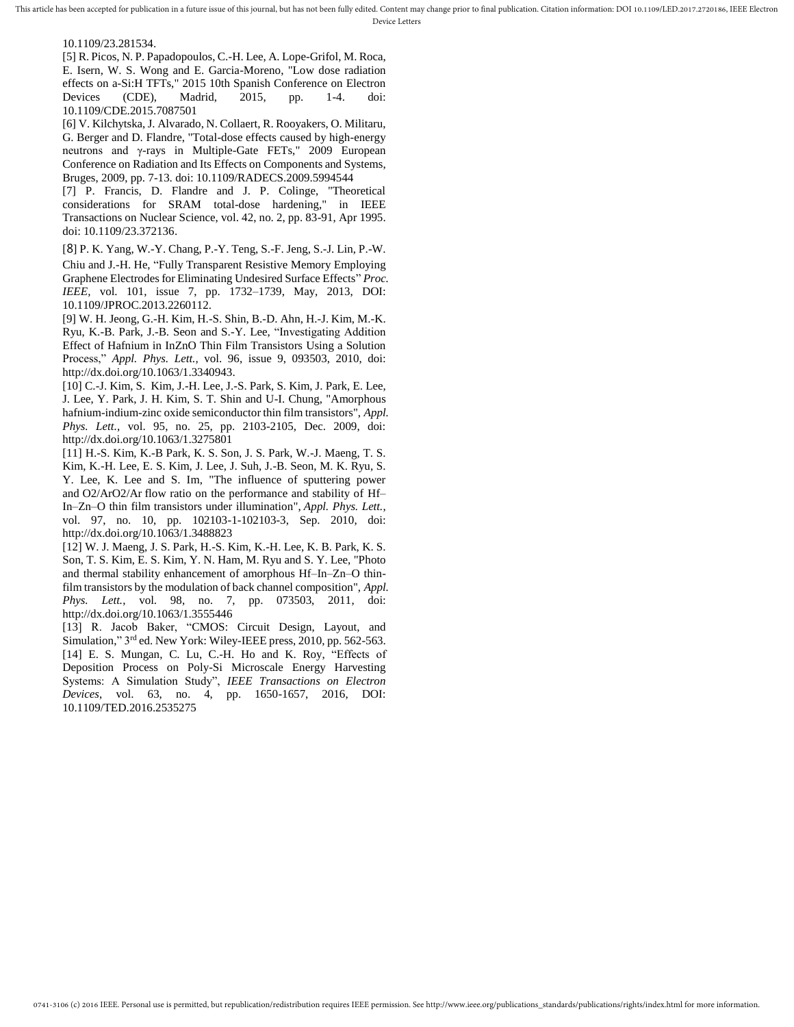10.1109/23.281534.

[5] R. Picos, N. P. Papadopoulos, C.-H. Lee, A. Lope-Grifol, M. Roca, E. Isern, W. S. Wong and E. Garcia-Moreno, "Low dose radiation effects on a-Si:H TFTs," 2015 10th Spanish Conference on Electron Devices (CDE), Madrid, 2015, pp. 1-4. doi: 10.1109/CDE.2015.7087501

[6] V. Kilchytska, J. Alvarado, N. Collaert, R. Rooyakers, O. Militaru, G. Berger and D. Flandre, "Total-dose effects caused by high-energy neutrons and γ-rays in Multiple-Gate FETs," 2009 European Conference on Radiation and Its Effects on Components and Systems, Bruges, 2009, pp. 7-13. doi: 10.1109/RADECS.2009.5994544

[7] P. Francis, D. Flandre and J. P. Colinge, "Theoretical considerations for SRAM total-dose hardening," in IEEE Transactions on Nuclear Science, vol. 42, no. 2, pp. 83-91, Apr 1995. doi: 10.1109/23.372136.

[8] P. K. Yang, W.-Y. Chang, P.-Y. Teng, S.-F. Jeng, S.-J. Lin, P.-W. Chiu and J.-H. He, "Fully Transparent Resistive Memory Employing Graphene Electrodes for Eliminating Undesired Surface Effects" *Proc. IEEE*, vol. 101, issue 7, pp. 1732–1739, May, 2013, DOI: 10.1109/JPROC.2013.2260112.

[9] W. H. Jeong, G.-H. Kim, H.-S. Shin, B.-D. Ahn, H.-J. Kim, M.-K. Ryu, K.-B. Park, J.-B. Seon and S.-Y. Lee, "Investigating Addition Effect of Hafnium in InZnO Thin Film Transistors Using a Solution Process," *Appl. Phys. Lett.,* vol. 96, issue 9, 093503, 2010, doi: http://dx.doi.org/10.1063/1.3340943.

[10] C.-J. Kim, S. Kim, J.-H. Lee, J.-S. Park, S. Kim, J. Park, E. Lee, J. Lee, Y. Park, J. H. Kim, S. T. Shin and U-I. Chung, "Amorphous hafnium-indium-zinc oxide semiconductor thin film transistors", *Appl. Phys. Lett.*, vol. 95, no. 25, pp. 2103-2105, Dec. 2009, doi: http://dx.doi.org/10.1063/1.3275801

[11] H.-S. Kim, K.-B Park, K. S. Son, J. S. Park, W.-J. Maeng, T. S. Kim, K.-H. Lee, E. S. Kim, J. Lee, J. Suh, J.-B. Seon, M. K. Ryu, S. Y. Lee, K. Lee and S. Im, "The influence of sputtering power and O2/ArO2/Ar flow ratio on the performance and stability of Hf–In–Zn–O thin film transistors under illumination", *Appl. Phys. Lett.*, vol. 97, no. 10, pp. 102103-1-102103-3, Sep. 2010, doi: http://dx.doi.org/10.1063/1.3488823

[12] W. J. Maeng, J. S. Park, H.-S. Kim, K.-H. Lee, K. B. Park, K. S. Son, T. S. Kim, E. S. Kim, Y. N. Ham, M. Ryu and S. Y. Lee, "Photo and thermal stability enhancement of amorphous Hf–In–Zn–O thin-film transistors by the modulation of back channel composition", *Appl. Phys. Lett.*, vol. 98, no. 7, pp. 073503, 2011, doi: http://dx.doi.org/10.1063/1.3555446

[13] R. Jacob Baker, "CMOS: Circuit Design, Layout, and Simulation," 3rd ed. New York: Wiley-IEEE press, 2010, pp. 562-563.

[14] E. S. Mungan, C. Lu, C.-H. Ho and K. Roy, "Effects of Deposition Process on Poly-Si Microscale Energy Harvesting Systems: A Simulation Study", *IEEE Transactions on Electron Devices*, vol. 63, no. 4, pp. 1650-1657, 2016, DOI: 10.1109/TED.2016.2535275